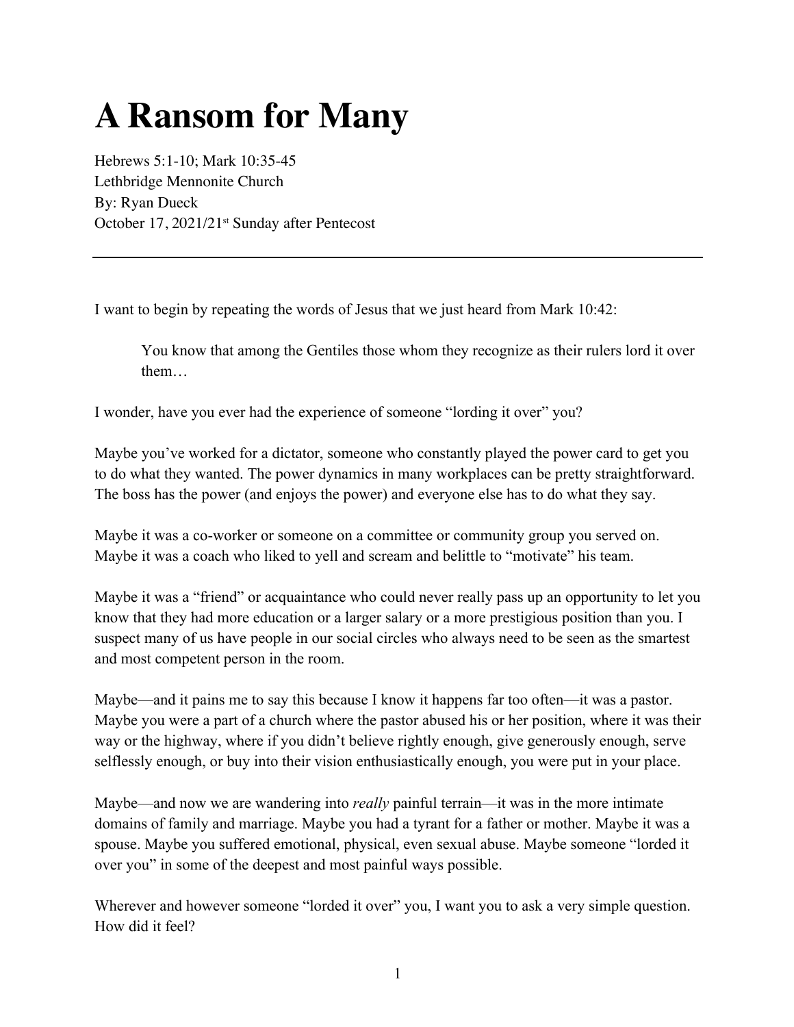# A Ransom for Many

Hebrews 5:1-10; Mark 10:35-45
Lethbridge Mennonite Church
By: Ryan Dueck
October 17, 2021/21st Sunday after Pentecost

---

I want to begin by repeating the words of Jesus that we just heard from Mark 10:42:

> You know that among the Gentiles those whom they recognize as their rulers lord it over them…

I wonder, have you ever had the experience of someone "lording it over" you?

Maybe you've worked for a dictator, someone who constantly played the power card to get you to do what they wanted. The power dynamics in many workplaces can be pretty straightforward. The boss has the power (and enjoys the power) and everyone else has to do what they say.

Maybe it was a co-worker or someone on a committee or community group you served on. Maybe it was a coach who liked to yell and scream and belittle to "motivate" his team.

Maybe it was a "friend" or acquaintance who could never really pass up an opportunity to let you know that they had more education or a larger salary or a more prestigious position than you. I suspect many of us have people in our social circles who always need to be seen as the smartest and most competent person in the room.

Maybe—and it pains me to say this because I know it happens far too often—it was a pastor. Maybe you were a part of a church where the pastor abused his or her position, where it was their way or the highway, where if you didn't believe rightly enough, give generously enough, serve selflessly enough, or buy into their vision enthusiastically enough, you were put in your place.

Maybe—and now we are wandering into *really* painful terrain—it was in the more intimate domains of family and marriage. Maybe you had a tyrant for a father or mother. Maybe it was a spouse. Maybe you suffered emotional, physical, even sexual abuse. Maybe someone "lorded it over you" in some of the deepest and most painful ways possible.

Wherever and however someone "lorded it over" you, I want you to ask a very simple question. How did it feel?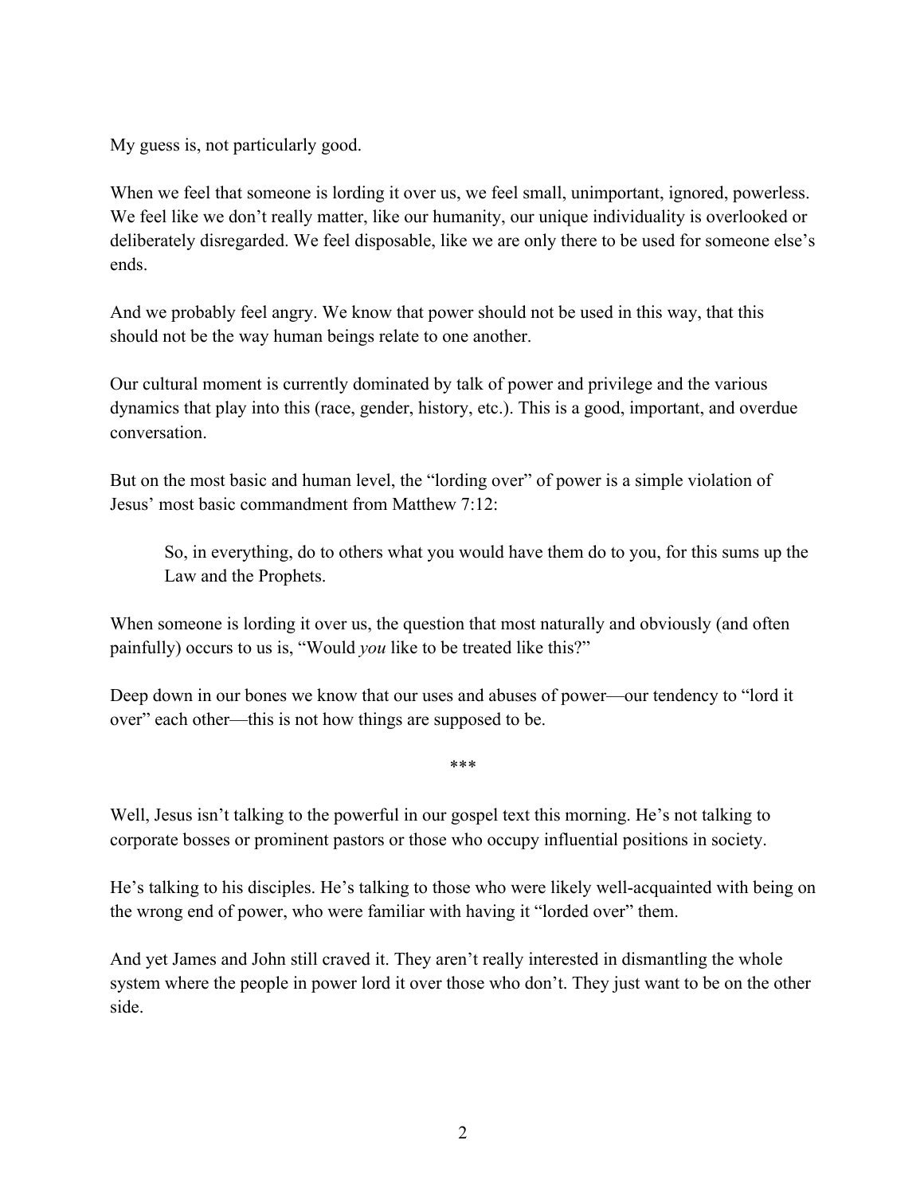My guess is, not particularly good.

When we feel that someone is lording it over us, we feel small, unimportant, ignored, powerless. We feel like we don't really matter, like our humanity, our unique individuality is overlooked or deliberately disregarded. We feel disposable, like we are only there to be used for someone else's ends.

And we probably feel angry. We know that power should not be used in this way, that this should not be the way human beings relate to one another.

Our cultural moment is currently dominated by talk of power and privilege and the various dynamics that play into this (race, gender, history, etc.). This is a good, important, and overdue conversation.

But on the most basic and human level, the "lording over" of power is a simple violation of Jesus' most basic commandment from Matthew 7:12:

> So, in everything, do to others what you would have them do to you, for this sums up the Law and the Prophets.

When someone is lording it over us, the question that most naturally and obviously (and often painfully) occurs to us is, "Would *you* like to be treated like this?"

Deep down in our bones we know that our uses and abuses of power—our tendency to "lord it over" each other—this is not how things are supposed to be.

\*\*\*

Well, Jesus isn't talking to the powerful in our gospel text this morning. He's not talking to corporate bosses or prominent pastors or those who occupy influential positions in society.

He's talking to his disciples. He's talking to those who were likely well-acquainted with being on the wrong end of power, who were familiar with having it "lorded over" them.

And yet James and John still craved it. They aren't really interested in dismantling the whole system where the people in power lord it over those who don't. They just want to be on the other side.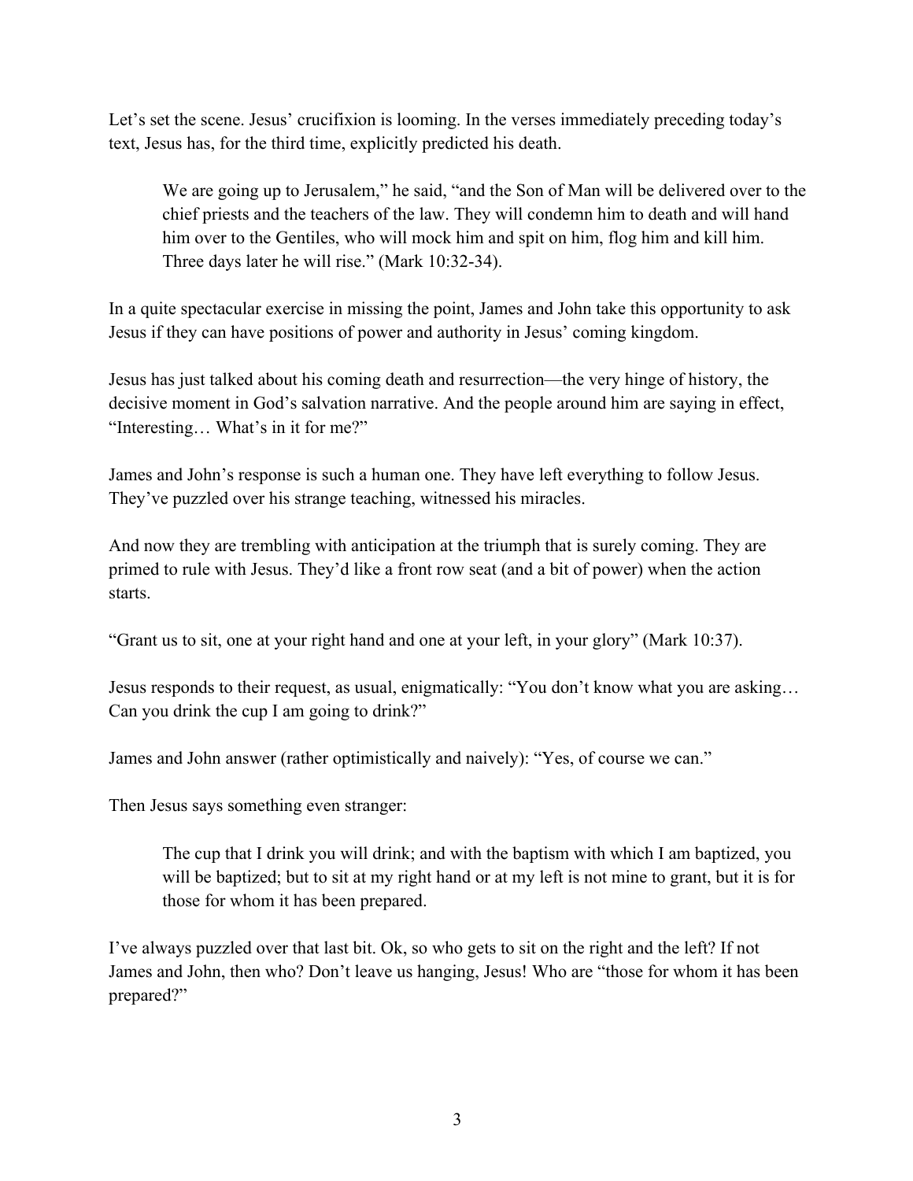Let's set the scene. Jesus' crucifixion is looming. In the verses immediately preceding today's text, Jesus has, for the third time, explicitly predicted his death.

> We are going up to Jerusalem," he said, "and the Son of Man will be delivered over to the chief priests and the teachers of the law. They will condemn him to death and will hand him over to the Gentiles, who will mock him and spit on him, flog him and kill him. Three days later he will rise." (Mark 10:32-34).

In a quite spectacular exercise in missing the point, James and John take this opportunity to ask Jesus if they can have positions of power and authority in Jesus' coming kingdom.

Jesus has just talked about his coming death and resurrection—the very hinge of history, the decisive moment in God's salvation narrative. And the people around him are saying in effect, "Interesting… What's in it for me?"

James and John's response is such a human one. They have left everything to follow Jesus. They've puzzled over his strange teaching, witnessed his miracles.

And now they are trembling with anticipation at the triumph that is surely coming. They are primed to rule with Jesus. They'd like a front row seat (and a bit of power) when the action starts.

"Grant us to sit, one at your right hand and one at your left, in your glory" (Mark 10:37).

Jesus responds to their request, as usual, enigmatically: "You don't know what you are asking… Can you drink the cup I am going to drink?"

James and John answer (rather optimistically and naively): "Yes, of course we can."

Then Jesus says something even stranger:

> The cup that I drink you will drink; and with the baptism with which I am baptized, you will be baptized; but to sit at my right hand or at my left is not mine to grant, but it is for those for whom it has been prepared.

I've always puzzled over that last bit. Ok, so who gets to sit on the right and the left? If not James and John, then who? Don't leave us hanging, Jesus! Who are "those for whom it has been prepared?"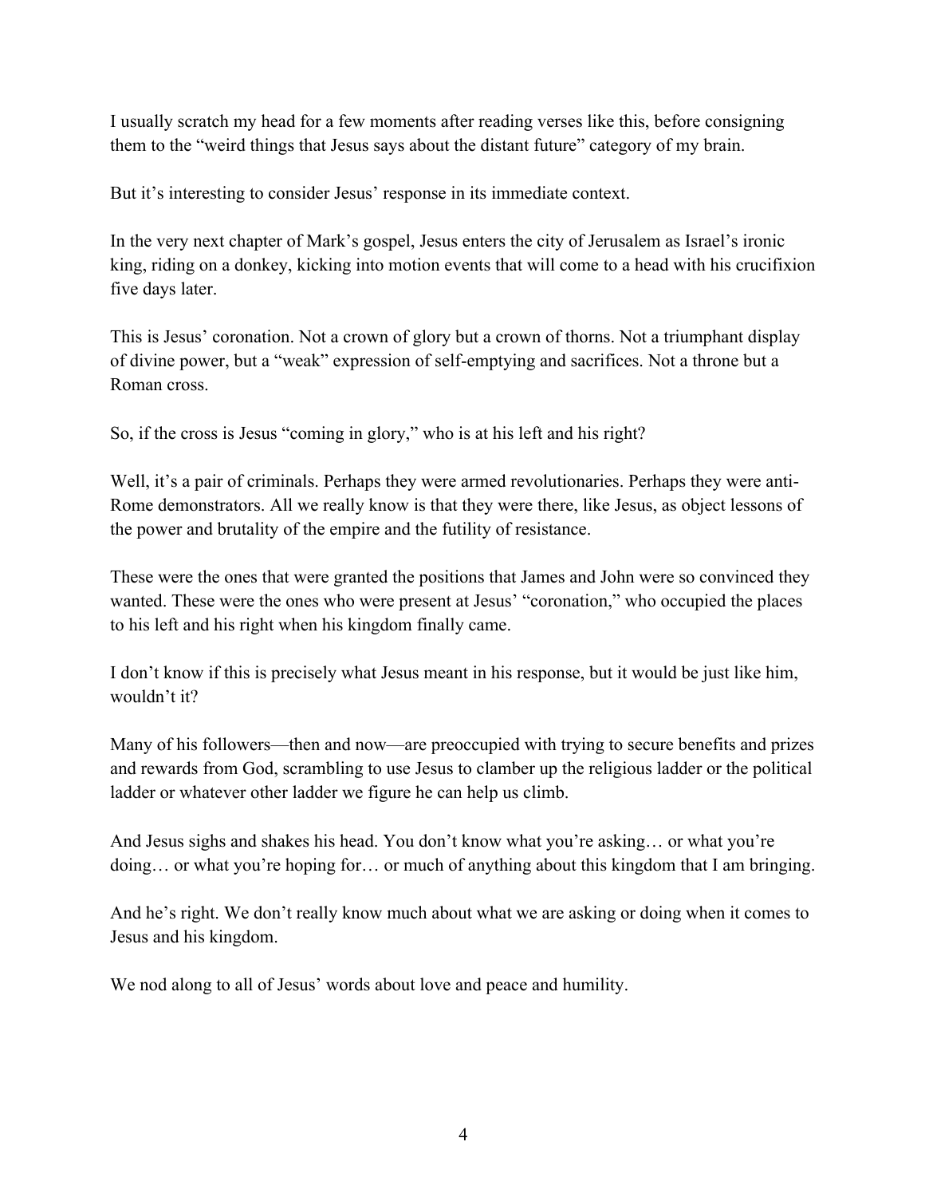I usually scratch my head for a few moments after reading verses like this, before consigning them to the "weird things that Jesus says about the distant future" category of my brain.

But it's interesting to consider Jesus' response in its immediate context.

In the very next chapter of Mark's gospel, Jesus enters the city of Jerusalem as Israel's ironic king, riding on a donkey, kicking into motion events that will come to a head with his crucifixion five days later.

This is Jesus' coronation. Not a crown of glory but a crown of thorns. Not a triumphant display of divine power, but a "weak" expression of self-emptying and sacrifices. Not a throne but a Roman cross.

So, if the cross is Jesus "coming in glory," who is at his left and his right?

Well, it's a pair of criminals. Perhaps they were armed revolutionaries. Perhaps they were anti-Rome demonstrators. All we really know is that they were there, like Jesus, as object lessons of the power and brutality of the empire and the futility of resistance.

These were the ones that were granted the positions that James and John were so convinced they wanted. These were the ones who were present at Jesus' "coronation," who occupied the places to his left and his right when his kingdom finally came.

I don't know if this is precisely what Jesus meant in his response, but it would be just like him, wouldn't it?

Many of his followers—then and now—are preoccupied with trying to secure benefits and prizes and rewards from God, scrambling to use Jesus to clamber up the religious ladder or the political ladder or whatever other ladder we figure he can help us climb.

And Jesus sighs and shakes his head. You don't know what you're asking… or what you're doing… or what you're hoping for… or much of anything about this kingdom that I am bringing.

And he's right. We don't really know much about what we are asking or doing when it comes to Jesus and his kingdom.

We nod along to all of Jesus' words about love and peace and humility.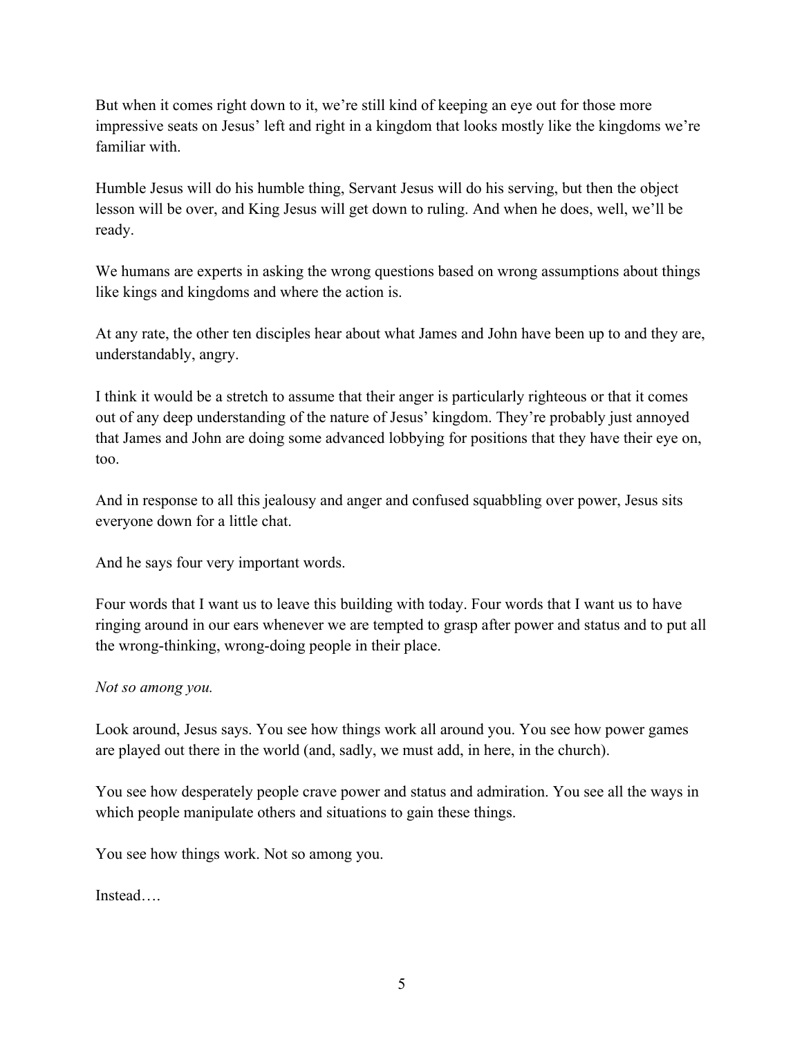But when it comes right down to it, we're still kind of keeping an eye out for those more impressive seats on Jesus' left and right in a kingdom that looks mostly like the kingdoms we're familiar with.

Humble Jesus will do his humble thing, Servant Jesus will do his serving, but then the object lesson will be over, and King Jesus will get down to ruling. And when he does, well, we'll be ready.

We humans are experts in asking the wrong questions based on wrong assumptions about things like kings and kingdoms and where the action is.

At any rate, the other ten disciples hear about what James and John have been up to and they are, understandably, angry.

I think it would be a stretch to assume that their anger is particularly righteous or that it comes out of any deep understanding of the nature of Jesus' kingdom. They're probably just annoyed that James and John are doing some advanced lobbying for positions that they have their eye on, too.

And in response to all this jealousy and anger and confused squabbling over power, Jesus sits everyone down for a little chat.

And he says four very important words.

Four words that I want us to leave this building with today. Four words that I want us to have ringing around in our ears whenever we are tempted to grasp after power and status and to put all the wrong-thinking, wrong-doing people in their place.

*Not so among you.*

Look around, Jesus says. You see how things work all around you. You see how power games are played out there in the world (and, sadly, we must add, in here, in the church).

You see how desperately people crave power and status and admiration. You see all the ways in which people manipulate others and situations to gain these things.

You see how things work. Not so among you.

Instead….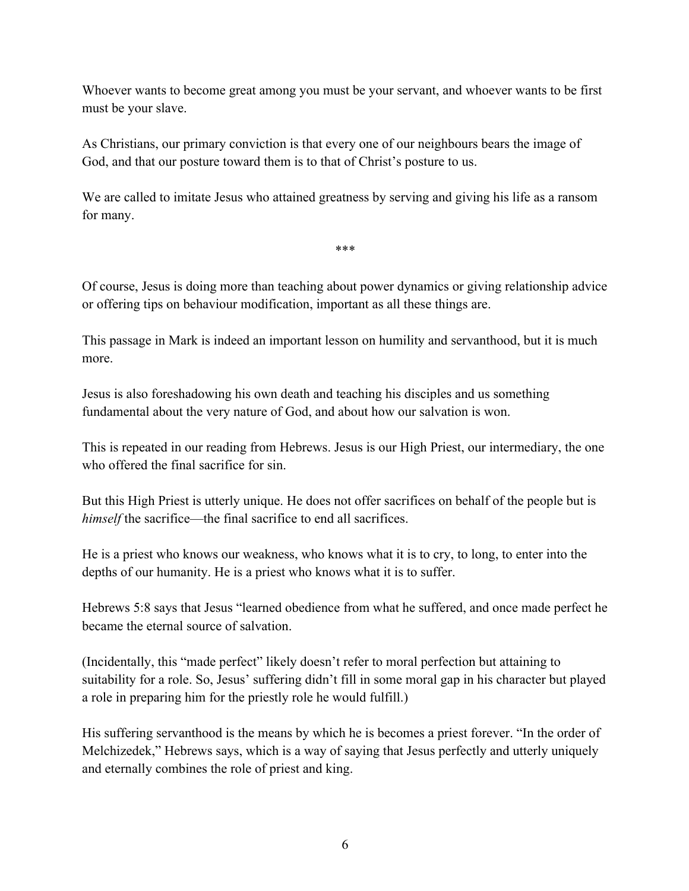Whoever wants to become great among you must be your servant, and whoever wants to be first must be your slave.

As Christians, our primary conviction is that every one of our neighbours bears the image of God, and that our posture toward them is to that of Christ's posture to us.

We are called to imitate Jesus who attained greatness by serving and giving his life as a ransom for many.

***

Of course, Jesus is doing more than teaching about power dynamics or giving relationship advice or offering tips on behaviour modification, important as all these things are.

This passage in Mark is indeed an important lesson on humility and servanthood, but it is much more.

Jesus is also foreshadowing his own death and teaching his disciples and us something fundamental about the very nature of God, and about how our salvation is won.

This is repeated in our reading from Hebrews. Jesus is our High Priest, our intermediary, the one who offered the final sacrifice for sin.

But this High Priest is utterly unique. He does not offer sacrifices on behalf of the people but is *himself* the sacrifice—the final sacrifice to end all sacrifices.

He is a priest who knows our weakness, who knows what it is to cry, to long, to enter into the depths of our humanity. He is a priest who knows what it is to suffer.

Hebrews 5:8 says that Jesus "learned obedience from what he suffered, and once made perfect he became the eternal source of salvation.

(Incidentally, this "made perfect" likely doesn't refer to moral perfection but attaining to suitability for a role. So, Jesus' suffering didn't fill in some moral gap in his character but played a role in preparing him for the priestly role he would fulfill.)

His suffering servanthood is the means by which he is becomes a priest forever. "In the order of Melchizedek," Hebrews says, which is a way of saying that Jesus perfectly and utterly uniquely and eternally combines the role of priest and king.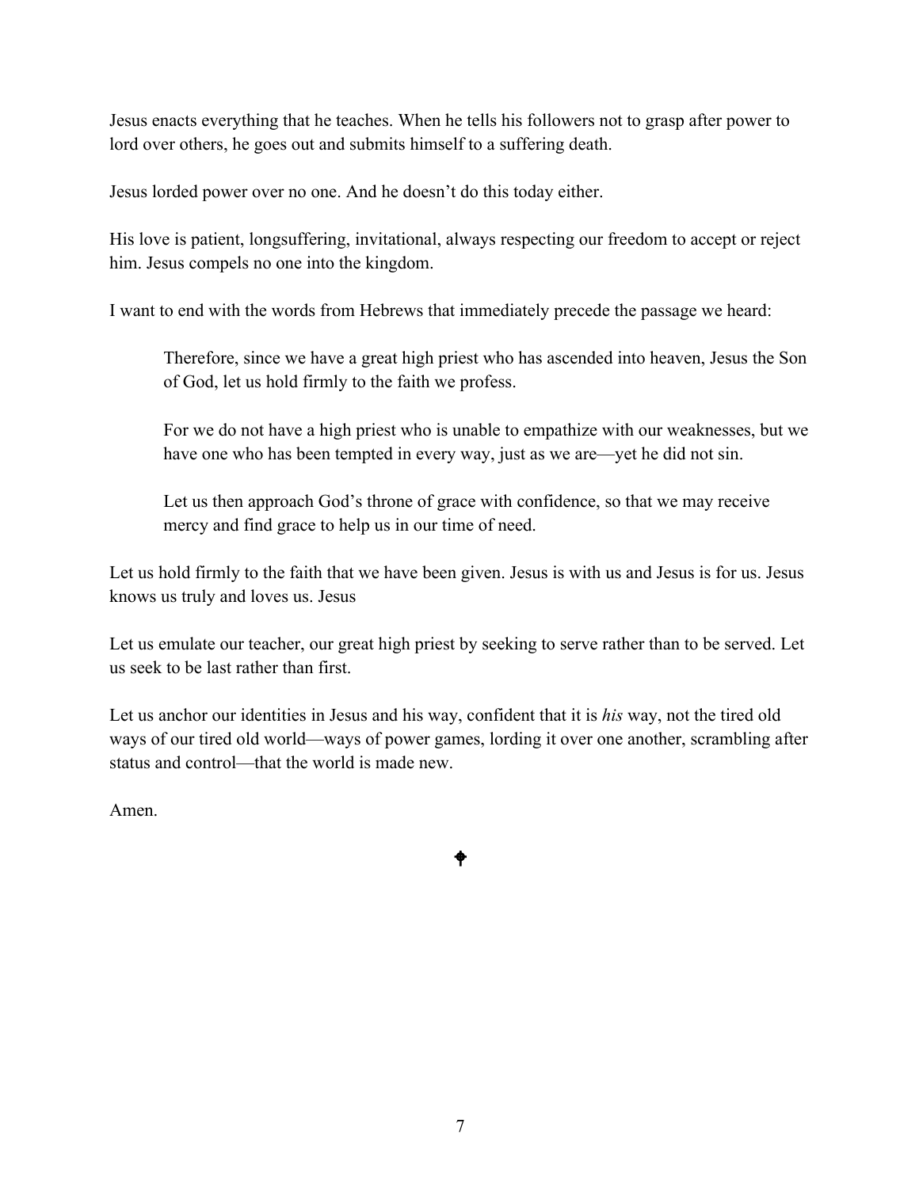Jesus enacts everything that he teaches. When he tells his followers not to grasp after power to lord over others, he goes out and submits himself to a suffering death.

Jesus lorded power over no one. And he doesn't do this today either.

His love is patient, longsuffering, invitational, always respecting our freedom to accept or reject him. Jesus compels no one into the kingdom.

I want to end with the words from Hebrews that immediately precede the passage we heard:

> Therefore, since we have a great high priest who has ascended into heaven, Jesus the Son of God, let us hold firmly to the faith we profess.
>
> For we do not have a high priest who is unable to empathize with our weaknesses, but we have one who has been tempted in every way, just as we are—yet he did not sin.
>
> Let us then approach God's throne of grace with confidence, so that we may receive mercy and find grace to help us in our time of need.

Let us hold firmly to the faith that we have been given. Jesus is with us and Jesus is for us. Jesus knows us truly and loves us. Jesus

Let us emulate our teacher, our great high priest by seeking to serve rather than to be served. Let us seek to be last rather than first.

Let us anchor our identities in Jesus and his way, confident that it is *his* way, not the tired old ways of our tired old world—ways of power games, lording it over one another, scrambling after status and control—that the world is made new.

Amen.

✠